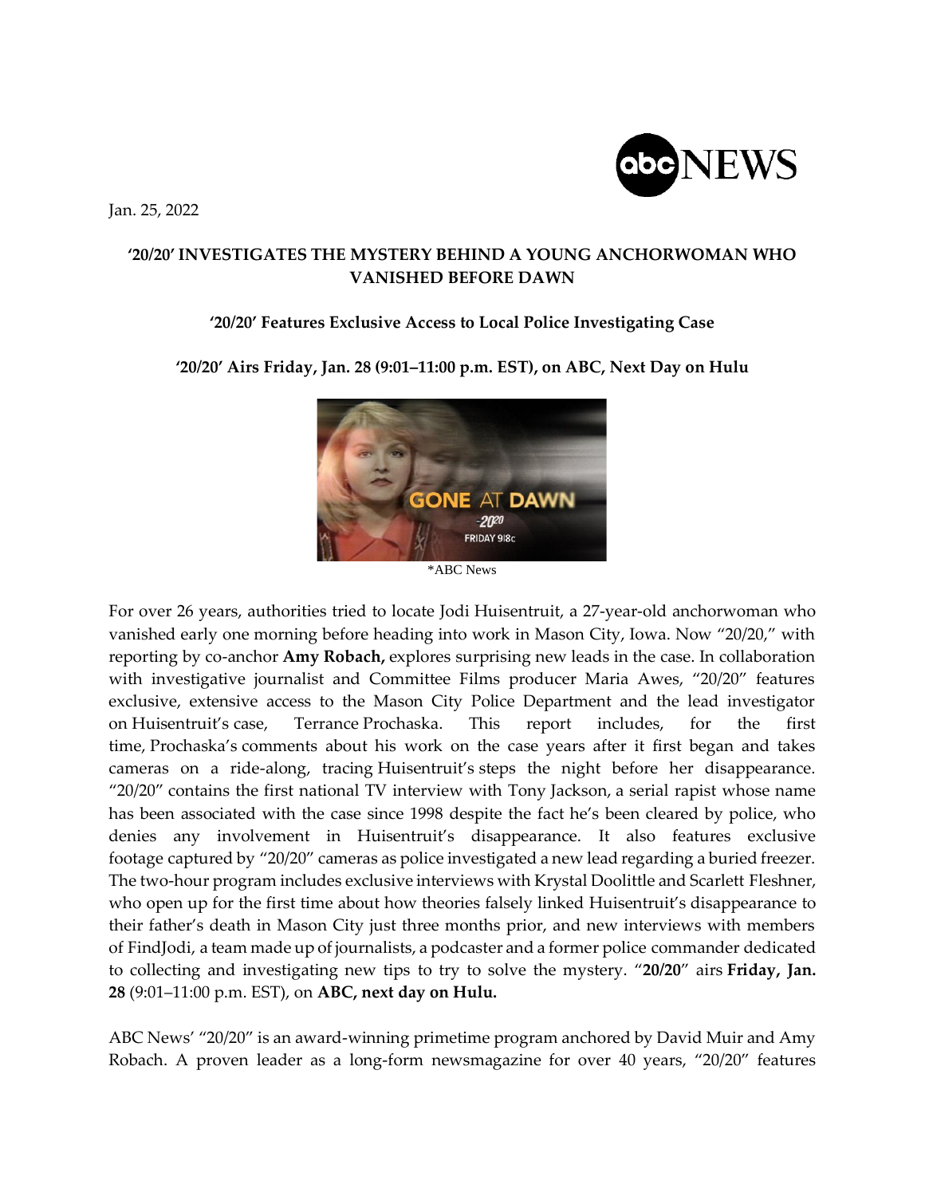Jan. 25, 2022

**‘20/20’ INVESTIGATES THE MYSTERY BEHIND A YOUNG ANCHORWOMAN WHO VANISHED BEFORE DAWN**

**‘20/20’ Features Exclusive Access to Local Police Investigating Case**

**‘20/20’ Airs Friday, Jan. 28 (9:01–11:00 p.m. EST), on ABC, Next Day on Hulu**

*ABC News

For over 26 years, authorities tried to locate Jodi Huisentruit, a 27-year-old anchorwoman who vanished early one morning before heading into work in Mason City, Iowa. Now “20/20,” with reporting by co-anchor **Amy Robach,** explores surprising new leads in the case. In collaboration with investigative journalist and Committee Films producer Maria Awes, “20/20” features exclusive, extensive access to the Mason City Police Department and the lead investigator on Huisentruit’s case, Terrance Prochaska. This report includes, for the first time, Prochaska’s comments about his work on the case years after it first began and takes cameras on a ride-along, tracing Huisentruit’s steps the night before her disappearance. “20/20” contains the first national TV interview with Tony Jackson, a serial rapist whose name has been associated with the case since 1998 despite the fact he’s been cleared by police, who denies any involvement in Huisentruit’s disappearance. It also features exclusive footage captured by “20/20” cameras as police investigated a new lead regarding a buried freezer. The two-hour program includes exclusive interviews with Krystal Doolittle and Scarlett Fleshner, who open up for the first time about how theories falsely linked Huisentruit’s disappearance to their father’s death in Mason City just three months prior, and new interviews with members of FindJodi, a team made up of journalists, a podcaster and a former police commander dedicated to collecting and investigating new tips to try to solve the mystery. “**20/20**” airs **Friday, Jan. 28** (9:01–11:00 p.m. EST), on **ABC, next day on Hulu.**

ABC News’ “20/20” is an award-winning primetime program anchored by David Muir and Amy Robach. A proven leader as a long-form newsmagazine for over 40 years, “20/20” features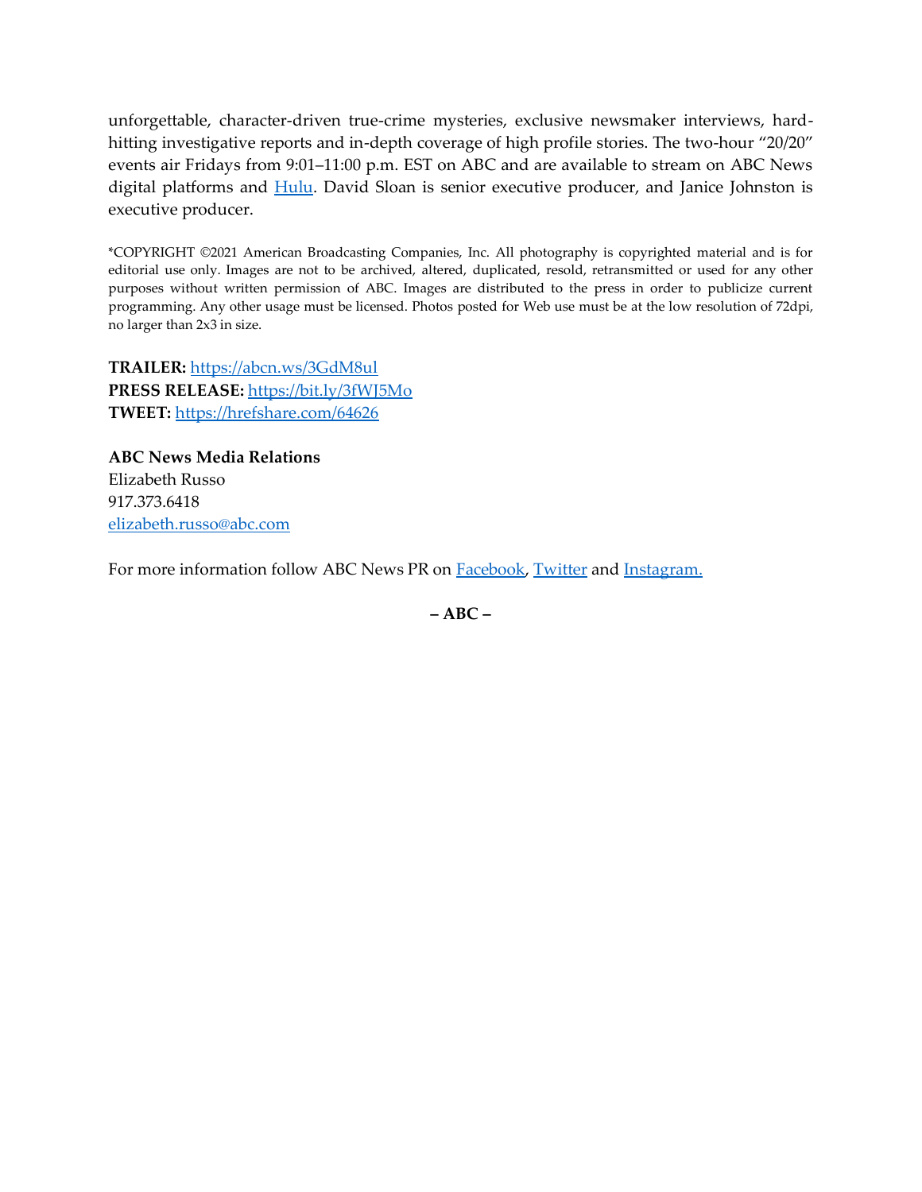unforgettable, character-driven true-crime mysteries, exclusive newsmaker interviews, hard-hitting investigative reports and in-depth coverage of high profile stories. The two-hour "20/20" events air Fridays from 9:01–11:00 p.m. EST on ABC and are available to stream on ABC News digital platforms and Hulu. David Sloan is senior executive producer, and Janice Johnston is executive producer.

*COPYRIGHT ©2021 American Broadcasting Companies, Inc. All photography is copyrighted material and is for editorial use only. Images are not to be archived, altered, duplicated, resold, retransmitted or used for any other purposes without written permission of ABC. Images are distributed to the press in order to publicize current programming. Any other usage must be licensed. Photos posted for Web use must be at the low resolution of 72dpi, no larger than 2x3 in size.

**TRAILER:** https://abcn.ws/3GdM8ul
**PRESS RELEASE:** https://bit.ly/3fWJ5Mo
**TWEET:** https://hrefshare.com/64626

**ABC News Media Relations**
Elizabeth Russo
917.373.6418
elizabeth.russo@abc.com

For more information follow ABC News PR on Facebook, Twitter and Instagram.

**– ABC –**